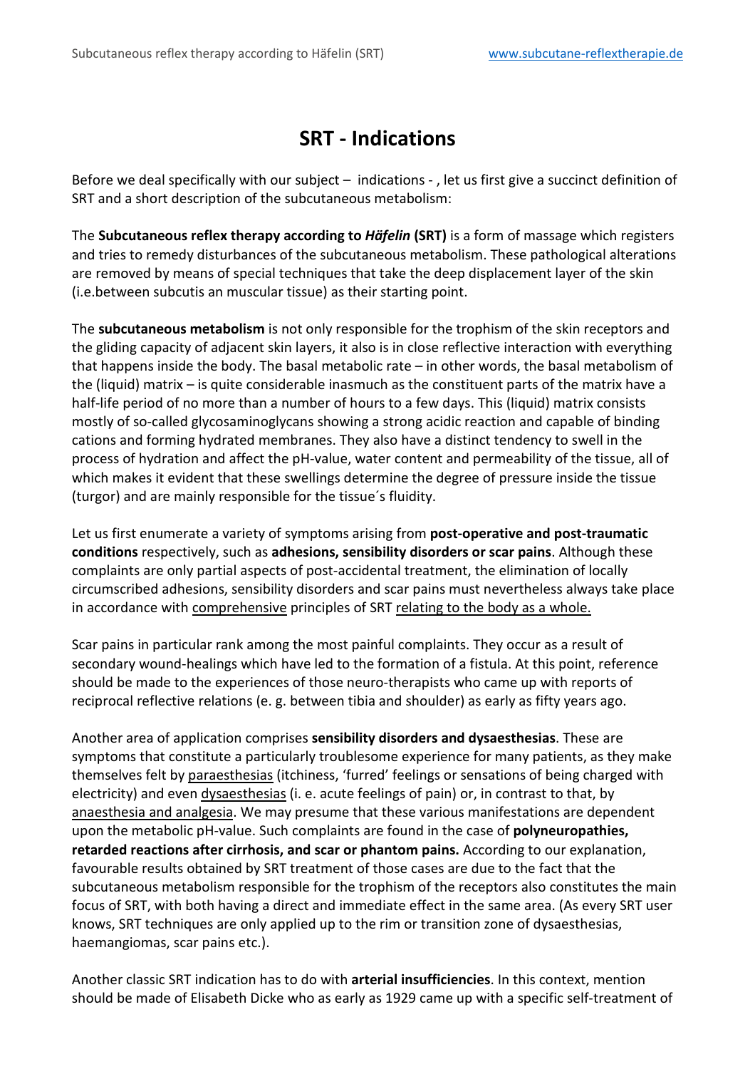# SRT - Indications

Before we deal specifically with our subject – indications - , let us first give a succinct definition of SRT and a short description of the subcutaneous metabolism:

The **Subcutaneous reflex therapy according to *Häfelin* (SRT)** is a form of massage which registers and tries to remedy disturbances of the subcutaneous metabolism. These pathological alterations are removed by means of special techniques that take the deep displacement layer of the skin (i.e.between subcutis an muscular tissue) as their starting point.

The **subcutaneous metabolism** is not only responsible for the trophism of the skin receptors and the gliding capacity of adjacent skin layers, it also is in close reflective interaction with everything that happens inside the body. The basal metabolic rate – in other words, the basal metabolism of the (liquid) matrix – is quite considerable inasmuch as the constituent parts of the matrix have a half-life period of no more than a number of hours to a few days. This (liquid) matrix consists mostly of so-called glycosaminoglycans showing a strong acidic reaction and capable of binding cations and forming hydrated membranes. They also have a distinct tendency to swell in the process of hydration and affect the pH-value, water content and permeability of the tissue, all of which makes it evident that these swellings determine the degree of pressure inside the tissue (turgor) and are mainly responsible for the tissue´s fluidity.

Let us first enumerate a variety of symptoms arising from **post-operative and post-traumatic conditions** respectively, such as **adhesions, sensibility disorders or scar pains**. Although these complaints are only partial aspects of post-accidental treatment, the elimination of locally circumscribed adhesions, sensibility disorders and scar pains must nevertheless always take place in accordance with <u>comprehensive</u> principles of SRT <u>relating to the body as a whole.</u>

Scar pains in particular rank among the most painful complaints. They occur as a result of secondary wound-healings which have led to the formation of a fistula. At this point, reference should be made to the experiences of those neuro-therapists who came up with reports of reciprocal reflective relations (e. g. between tibia and shoulder) as early as fifty years ago.

Another area of application comprises **sensibility disorders and dysaesthesias**. These are symptoms that constitute a particularly troublesome experience for many patients, as they make themselves felt by <u>paraesthesias</u> (itchiness, 'furred' feelings or sensations of being charged with electricity) and even <u>dysaesthesias</u> (i. e. acute feelings of pain) or, in contrast to that, by <u>anaesthesia and analgesia</u>. We may presume that these various manifestations are dependent upon the metabolic pH-value. Such complaints are found in the case of **polyneuropathies, retarded reactions after cirrhosis, and scar or phantom pains.** According to our explanation, favourable results obtained by SRT treatment of those cases are due to the fact that the subcutaneous metabolism responsible for the trophism of the receptors also constitutes the main focus of SRT, with both having a direct and immediate effect in the same area. (As every SRT user knows, SRT techniques are only applied up to the rim or transition zone of dysaesthesias, haemangiomas, scar pains etc.).

Another classic SRT indication has to do with **arterial insufficiencies**. In this context, mention should be made of Elisabeth Dicke who as early as 1929 came up with a specific self-treatment of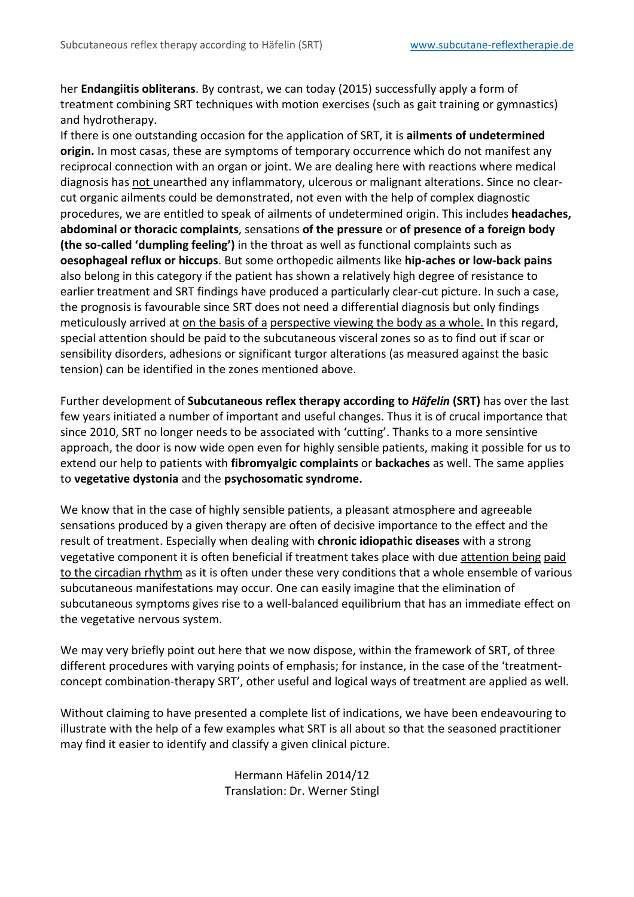her **Endangiitis obliterans**. By contrast, we can today (2015) successfully apply a form of treatment combining SRT techniques with motion exercises (such as gait training or gymnastics) and hydrotherapy.
If there is one outstanding occasion for the application of SRT, it is **ailments of undetermined origin.** In most casas, these are symptoms of temporary occurrence which do not manifest any reciprocal connection with an organ or joint. We are dealing here with reactions where medical diagnosis has not unearthed any inflammatory, ulcerous or malignant alterations. Since no clear-cut organic ailments could be demonstrated, not even with the help of complex diagnostic procedures, we are entitled to speak of ailments of undetermined origin. This includes **headaches, abdominal or thoracic complaints**, sensations **of the pressure** or **of presence of a foreign body (the so-called 'dumpling feeling')** in the throat as well as functional complaints such as **oesophageal reflux or hiccups**. But some orthopedic ailments like **hip-aches or low-back pains** also belong in this category if the patient has shown a relatively high degree of resistance to earlier treatment and SRT findings have produced a particularly clear-cut picture. In such a case, the prognosis is favourable since SRT does not need a differential diagnosis but only findings meticulously arrived at on the basis of a perspective viewing the body as a whole. In this regard, special attention should be paid to the subcutaneous visceral zones so as to find out if scar or sensibility disorders, adhesions or significant turgor alterations (as measured against the basic tension) can be identified in the zones mentioned above.

Further development of **Subcutaneous reflex therapy according to *Häfelin* (SRT)** has over the last few years initiated a number of important and useful changes. Thus it is of crucal importance that since 2010, SRT no longer needs to be associated with 'cutting'. Thanks to a more sensintive approach, the door is now wide open even for highly sensible patients, making it possible for us to extend our help to patients with **fibromyalgic complaints** or **backaches** as well. The same applies to **vegetative dystonia** and the **psychosomatic syndrome.**

We know that in the case of highly sensible patients, a pleasant atmosphere and agreeable sensations produced by a given therapy are often of decisive importance to the effect and the result of treatment. Especially when dealing with **chronic idiopathic diseases** with a strong vegetative component it is often beneficial if treatment takes place with due attention being paid to the circadian rhythm as it is often under these very conditions that a whole ensemble of various subcutaneous manifestations may occur. One can easily imagine that the elimination of subcutaneous symptoms gives rise to a well-balanced equilibrium that has an immediate effect on the vegetative nervous system.

We may very briefly point out here that we now dispose, within the framework of SRT, of three different procedures with varying points of emphasis; for instance, in the case of the 'treatment-concept combination-therapy SRT', other useful and logical ways of treatment are applied as well.

Without claiming to have presented a complete list of indications, we have been endeavouring to illustrate with the help of a few examples what SRT is all about so that the seasoned practitioner may find it easier to identify and classify a given clinical picture.

Hermann Häfelin 2014/12
Translation: Dr. Werner Stingl